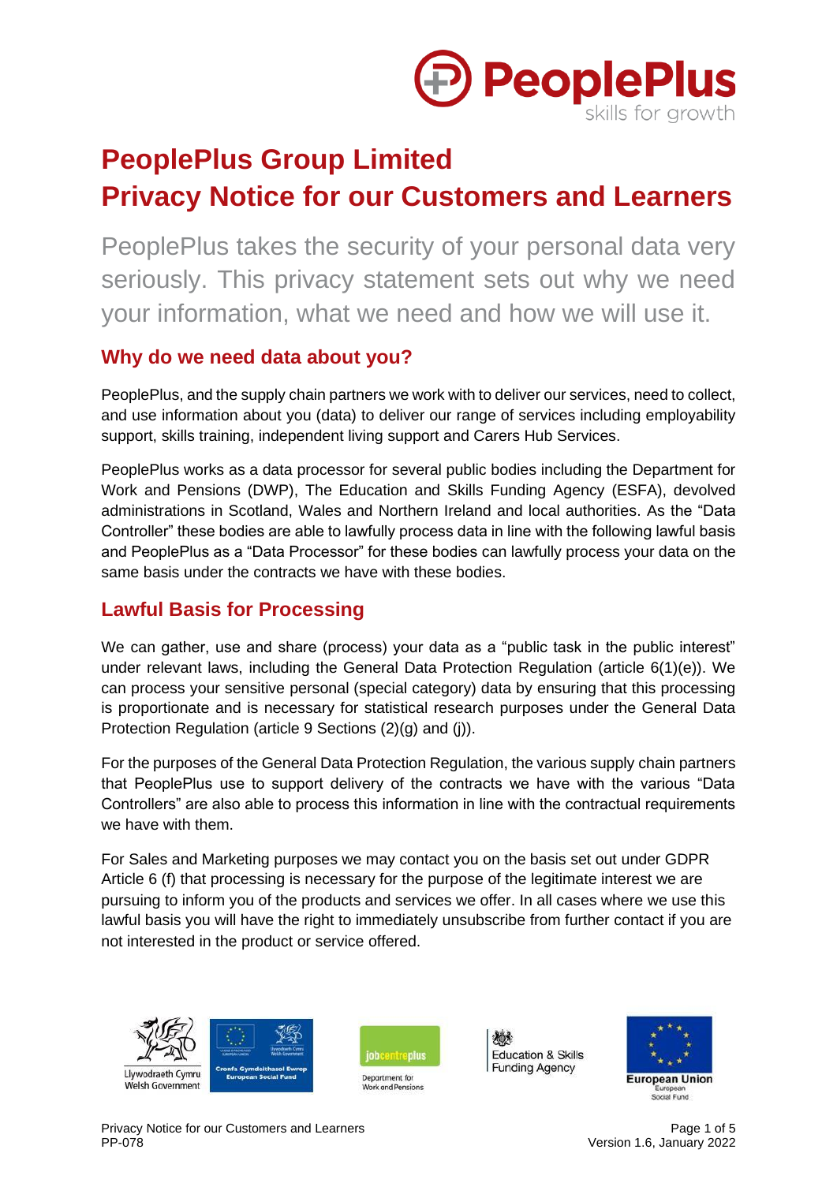# PeoplePlus Group Limited
# Privacy Notice for our Customers and Learners

PeoplePlus takes the security of your personal data very seriously. This privacy statement sets out why we need your information, what we need and how we will use it.

## Why do we need data about you?

PeoplePlus, and the supply chain partners we work with to deliver our services, need to collect, and use information about you (data) to deliver our range of services including employability support, skills training, independent living support and Carers Hub Services.

PeoplePlus works as a data processor for several public bodies including the Department for Work and Pensions (DWP), The Education and Skills Funding Agency (ESFA), devolved administrations in Scotland, Wales and Northern Ireland and local authorities. As the "Data Controller" these bodies are able to lawfully process data in line with the following lawful basis and PeoplePlus as a "Data Processor" for these bodies can lawfully process your data on the same basis under the contracts we have with these bodies.

## Lawful Basis for Processing

We can gather, use and share (process) your data as a "public task in the public interest" under relevant laws, including the General Data Protection Regulation (article 6(1)(e)). We can process your sensitive personal (special category) data by ensuring that this processing is proportionate and is necessary for statistical research purposes under the General Data Protection Regulation (article 9 Sections (2)(g) and (j)).

For the purposes of the General Data Protection Regulation, the various supply chain partners that PeoplePlus use to support delivery of the contracts we have with the various "Data Controllers" are also able to process this information in line with the contractual requirements we have with them.

For Sales and Marketing purposes we may contact you on the basis set out under GDPR Article 6 (f) that processing is necessary for the purpose of the legitimate interest we are pursuing to inform you of the products and services we offer. In all cases where we use this lawful basis you will have the right to immediately unsubscribe from further contact if you are not interested in the product or service offered.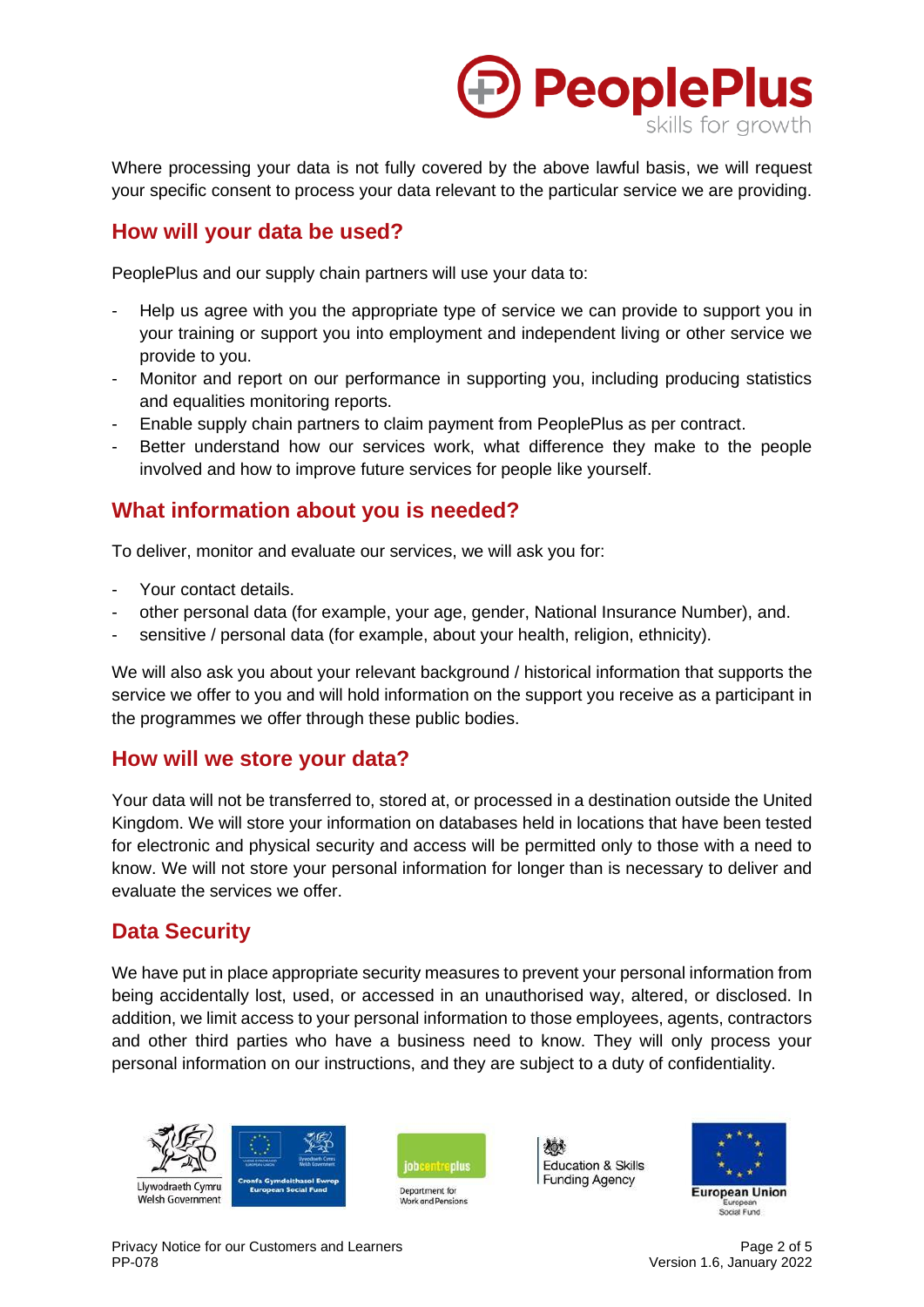Where processing your data is not fully covered by the above lawful basis, we will request your specific consent to process your data relevant to the particular service we are providing.

## How will your data be used?

PeoplePlus and our supply chain partners will use your data to:

- Help us agree with you the appropriate type of service we can provide to support you in your training or support you into employment and independent living or other service we provide to you.
- Monitor and report on our performance in supporting you, including producing statistics and equalities monitoring reports.
- Enable supply chain partners to claim payment from PeoplePlus as per contract.
- Better understand how our services work, what difference they make to the people involved and how to improve future services for people like yourself.

## What information about you is needed?

To deliver, monitor and evaluate our services, we will ask you for:

- Your contact details.
- other personal data (for example, your age, gender, National Insurance Number), and.
- sensitive / personal data (for example, about your health, religion, ethnicity).

We will also ask you about your relevant background / historical information that supports the service we offer to you and will hold information on the support you receive as a participant in the programmes we offer through these public bodies.

## How will we store your data?

Your data will not be transferred to, stored at, or processed in a destination outside the United Kingdom. We will store your information on databases held in locations that have been tested for electronic and physical security and access will be permitted only to those with a need to know. We will not store your personal information for longer than is necessary to deliver and evaluate the services we offer.

## Data Security

We have put in place appropriate security measures to prevent your personal information from being accidentally lost, used, or accessed in an unauthorised way, altered, or disclosed. In addition, we limit access to your personal information to those employees, agents, contractors and other third parties who have a business need to know. They will only process your personal information on our instructions, and they are subject to a duty of confidentiality.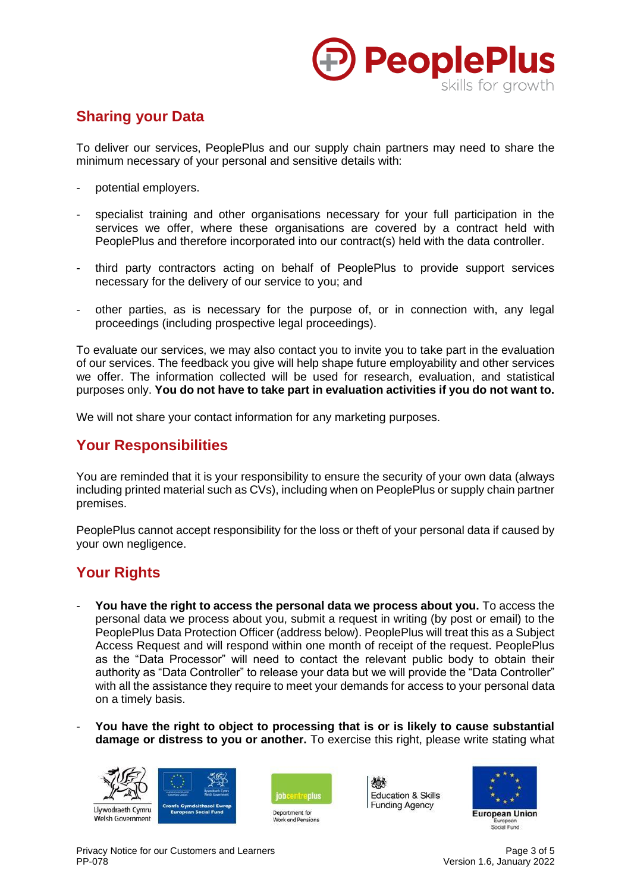## Sharing your Data

To deliver our services, PeoplePlus and our supply chain partners may need to share the minimum necessary of your personal and sensitive details with:

- potential employers.
- specialist training and other organisations necessary for your full participation in the services we offer, where these organisations are covered by a contract held with PeoplePlus and therefore incorporated into our contract(s) held with the data controller.
- third party contractors acting on behalf of PeoplePlus to provide support services necessary for the delivery of our service to you; and
- other parties, as is necessary for the purpose of, or in connection with, any legal proceedings (including prospective legal proceedings).

To evaluate our services, we may also contact you to invite you to take part in the evaluation of our services. The feedback you give will help shape future employability and other services we offer. The information collected will be used for research, evaluation, and statistical purposes only. **You do not have to take part in evaluation activities if you do not want to.**

We will not share your contact information for any marketing purposes.

## Your Responsibilities

You are reminded that it is your responsibility to ensure the security of your own data (always including printed material such as CVs), including when on PeoplePlus or supply chain partner premises.

PeoplePlus cannot accept responsibility for the loss or theft of your personal data if caused by your own negligence.

## Your Rights

- **You have the right to access the personal data we process about you.** To access the personal data we process about you, submit a request in writing (by post or email) to the PeoplePlus Data Protection Officer (address below). PeoplePlus will treat this as a Subject Access Request and will respond within one month of receipt of the request. PeoplePlus as the "Data Processor" will need to contact the relevant public body to obtain their authority as "Data Controller" to release your data but we will provide the "Data Controller" with all the assistance they require to meet your demands for access to your personal data on a timely basis.
- **You have the right to object to processing that is or is likely to cause substantial damage or distress to you or another.** To exercise this right, please write stating what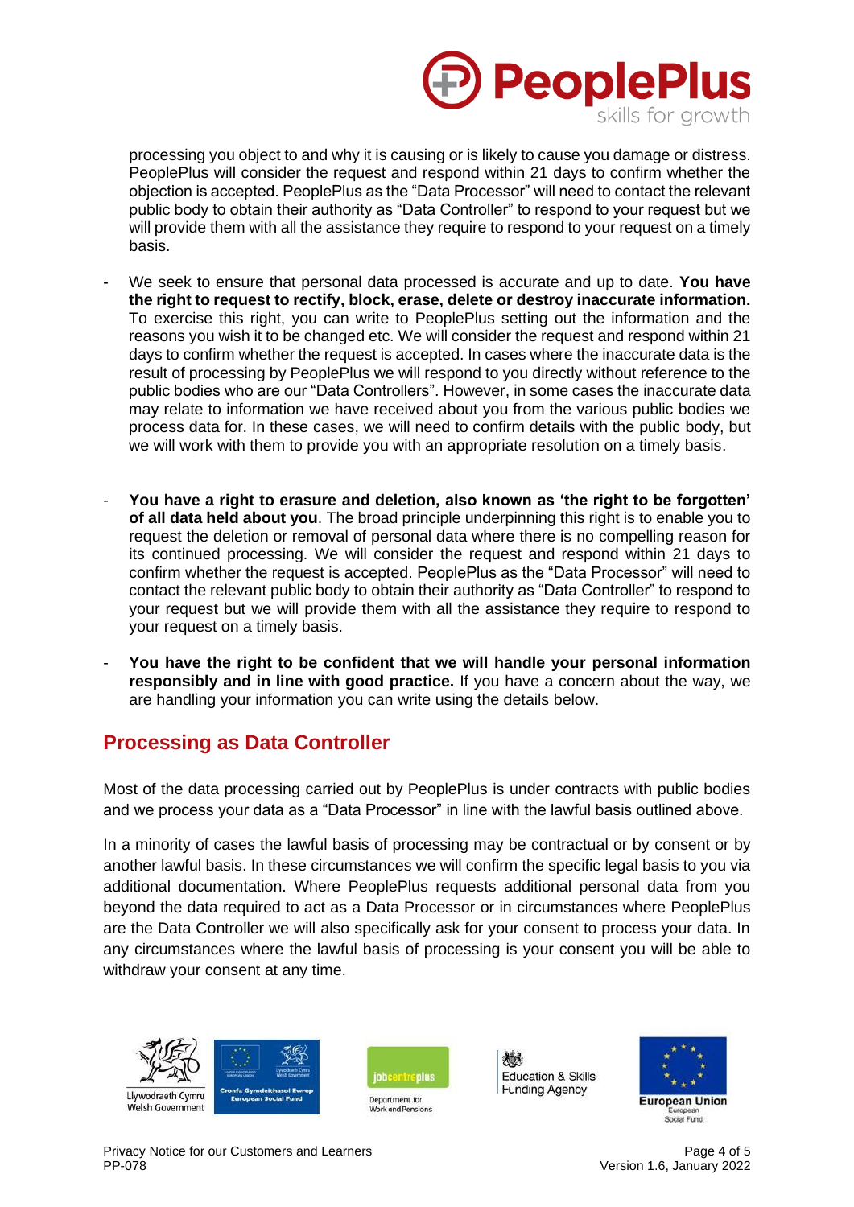processing you object to and why it is causing or is likely to cause you damage or distress. PeoplePlus will consider the request and respond within 21 days to confirm whether the objection is accepted. PeoplePlus as the "Data Processor" will need to contact the relevant public body to obtain their authority as "Data Controller" to respond to your request but we will provide them with all the assistance they require to respond to your request on a timely basis.

- We seek to ensure that personal data processed is accurate and up to date. **You have the right to request to rectify, block, erase, delete or destroy inaccurate information.** To exercise this right, you can write to PeoplePlus setting out the information and the reasons you wish it to be changed etc. We will consider the request and respond within 21 days to confirm whether the request is accepted. In cases where the inaccurate data is the result of processing by PeoplePlus we will respond to you directly without reference to the public bodies who are our "Data Controllers". However, in some cases the inaccurate data may relate to information we have received about you from the various public bodies we process data for. In these cases, we will need to confirm details with the public body, but we will work with them to provide you with an appropriate resolution on a timely basis.

- **You have a right to erasure and deletion, also known as 'the right to be forgotten' of all data held about you**. The broad principle underpinning this right is to enable you to request the deletion or removal of personal data where there is no compelling reason for its continued processing. We will consider the request and respond within 21 days to confirm whether the request is accepted. PeoplePlus as the "Data Processor" will need to contact the relevant public body to obtain their authority as "Data Controller" to respond to your request but we will provide them with all the assistance they require to respond to your request on a timely basis.

- **You have the right to be confident that we will handle your personal information responsibly and in line with good practice.** If you have a concern about the way, we are handling your information you can write using the details below.

## Processing as Data Controller

Most of the data processing carried out by PeoplePlus is under contracts with public bodies and we process your data as a "Data Processor" in line with the lawful basis outlined above.

In a minority of cases the lawful basis of processing may be contractual or by consent or by another lawful basis. In these circumstances we will confirm the specific legal basis to you via additional documentation. Where PeoplePlus requests additional personal data from you beyond the data required to act as a Data Processor or in circumstances where PeoplePlus are the Data Controller we will also specifically ask for your consent to process your data. In any circumstances where the lawful basis of processing is your consent you will be able to withdraw your consent at any time.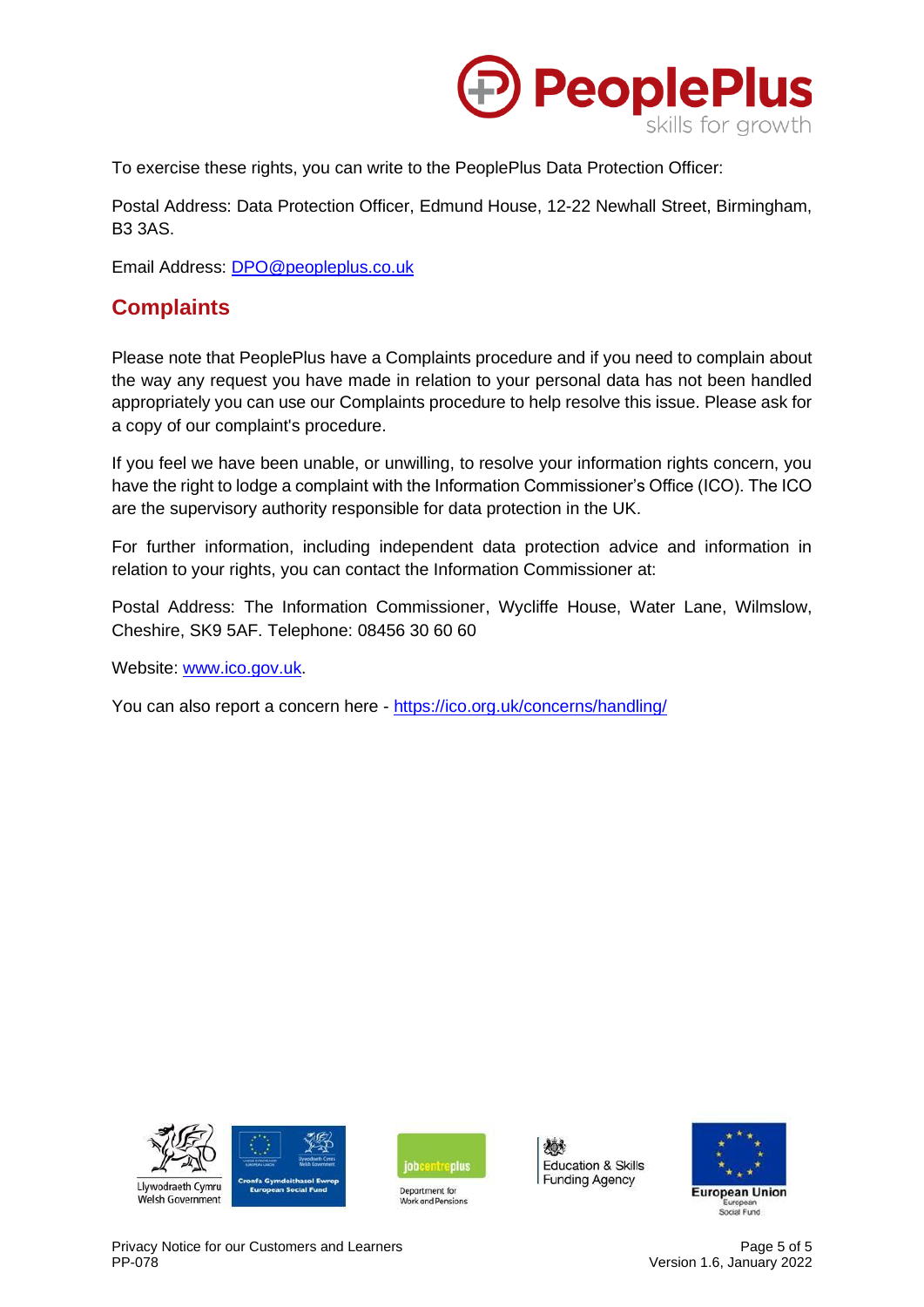To exercise these rights, you can write to the PeoplePlus Data Protection Officer:

Postal Address: Data Protection Officer, Edmund House, 12-22 Newhall Street, Birmingham, B3 3AS.

Email Address: [DPO@peopleplus.co.uk](mailto:DPO@peopleplus.co.uk)

## Complaints

Please note that PeoplePlus have a Complaints procedure and if you need to complain about the way any request you have made in relation to your personal data has not been handled appropriately you can use our Complaints procedure to help resolve this issue. Please ask for a copy of our complaint's procedure.

If you feel we have been unable, or unwilling, to resolve your information rights concern, you have the right to lodge a complaint with the Information Commissioner's Office (ICO). The ICO are the supervisory authority responsible for data protection in the UK.

For further information, including independent data protection advice and information in relation to your rights, you can contact the Information Commissioner at:

Postal Address: The Information Commissioner, Wycliffe House, Water Lane, Wilmslow, Cheshire, SK9 5AF. Telephone: 08456 30 60 60

Website: [www.ico.gov.uk](http://www.ico.gov.uk).

You can also report a concern here - [https://ico.org.uk/concerns/handling/](https://ico.org.uk/concerns/handling/)